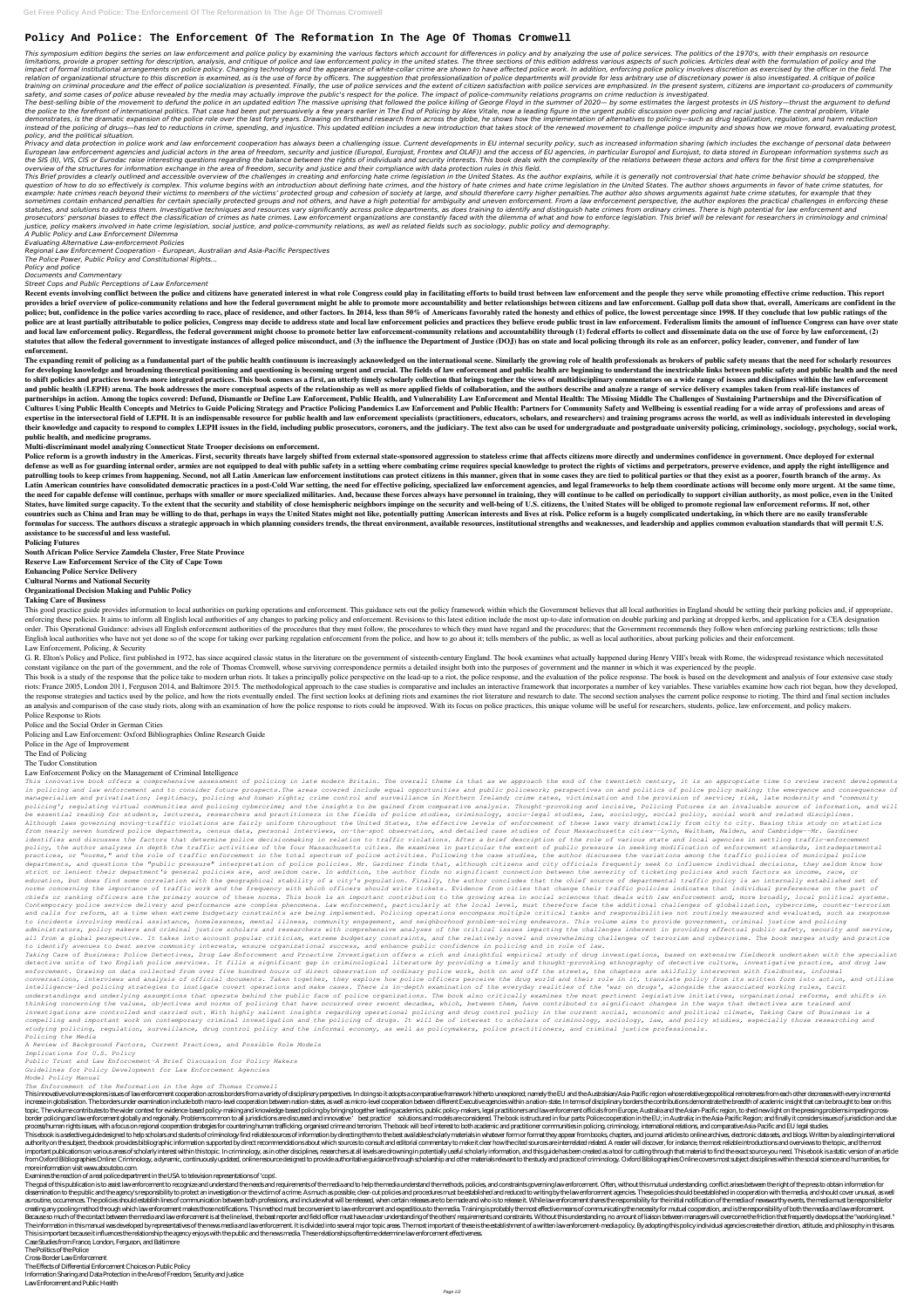# Policy And Police: The Enforcement Of The Reformation In The Age Of Thomas Cromwell

This symposium edition begins the series on law enforcement and police policy by examining the various factors which account for differences in policy and by analyzing the use of police services. The politics of the 1970's, with their emphasis on resource limitations, provide a proper setting for description, analysis, and critique of police and law enforcement policy in the united states. The three sections of this edition address various aspects of such policies. Articles deal with the formulation of policy and the impact of formal institutional arrangements on police policy. Changing technology and the appearance of white-collar crime are shown to have affected police work. In addition, enforcing police policy involves discretion as exercised by the officer in the field. The relation of organizational structure to this discretion is examined, as is the use of force by officers. The suggestion that professionalization of police departments will provide for less arbitrary use of discretionary power is also investigated. A critique of police training on criminal procedure and the effect of police socialization is presented. Finally, the use of police services and the extent of citizen satisfaction with police services are emphasized. In the present system, citizens are important co-producers of community safety, and some cases of police abuse revealed by the media may actually improve the public's respect for the police. The impact of police-community relations programs on crime reduction is investigated.

The best-selling bible of the movement to defund the police in an updated edition The massive uprising that followed the police killing of George Floyd in the summer of 2020— by some estimates the largest protests in US history—thrust the argument to defund the police to the forefront of international politics. That case had been put persuasively a few years earlier in The End of Policing by Alex Vitale, now a leading figure in the urgent public discussion over policing and racial justice. The central problem, Vitale demonstrates, is the dramatic expansion of the police role over the last forty years. Drawing on firsthand research from across the globe, he shows how the implementation of alternatives to policing—such as drug legalization, regulation, and harm reduction instead of the policing of drugs—has led to reductions in crime, spending, and injustice. This updated edition includes a new introduction that takes stock of the renewed movement to challenge police impunity and shows how we move forward, evaluating protest, policy, and the political situation.

Privacy and data protection in police work and law enforcement cooperation has always been a challenging issue. Current developments in EU internal security policy, such as increased information sharing (which includes the exchange of personal data between European law enforcement agencies and judicial actors in the area of freedom, security and justice (Europol, Eurojust, Frontex and OLAF)) and the access of EU agencies, in particular Europol and Eurojust, to data stored in European information systems such as the SIS (II), VIS, CIS or Eurodac raise interesting questions regarding the balance between the rights of individuals and security interests. This book deals with the complexity of the relations between these actors and offers for the first time a comprehensive overview of the structures for information exchange in the area of freedom, security and justice and their compliance with data protection rules in this field.

This Brief provides a clearly outlined and accessible overview of the challenges in creating and enforcing hate crime legislation in the United States. As the author explains, while it is generally not controversial that hate crime behavior should be stopped, the question of how to do so effectively is complex. This volume begins with an introduction about defining hate crimes, and the history of hate crimes and hate crime legislation in the United States. The author shows arguments in favor of hate crime statutes, for example: hate crimes reach beyond their victims to members of the victims' protected group and cohesion of society at large, and should therefore carry higher penalties.The author also shows arguments against hate crime statutes, for example that they sometimes contain enhanced penalties for certain specially protected groups and not others, and have a high potential for ambiguity and uneven enforcement. From a law enforcement perspective, the author explores the practical challenges in enforcing these statutes, and solutions to address them. Investigative techniques and resources vary significantly across police departments, as does training to identify and distinguish hate crimes from ordinary crimes. There is high potential for law enforcement and prosecutors' personal biases to effect the classification of crimes as hate crimes. Law enforcement organizations are constantly faced with the dilemma of what and how to enforce legislation. This brief will be relevant for researchers in criminology and criminal justice, policy makers involved in hate crime legislation, social justice, and police-community relations, as well as related fields such as sociology, public policy and demography.

*A Public Policy and Law Enforcement Dilemma*

*Evaluating Alternative Law-enforcement Policies*

*Regional Law Enforcement Cooperation – European, Australian and Asia-Pacific Perspectives*

*The Police Power, Public Policy and Constitutional Rights...*

*Policy and police*

*Documents and Commentary*

*Street Cops and Public Perceptions of Law Enforcement*

**Recent events involving conflict between the police and citizens have generated interest in what role Congress could play in facilitating efforts to build trust between law enforcement and the people they serve while promoting effective crime reduction. This report provides a brief overview of police-community relations and how the federal government might be able to promote more accountability and better relationships between citizens and law enforcement. Gallup poll data show that, overall, Americans are confident in the police; but, confidence in the police varies according to race, place of residence, and other factors. In 2014, less than 50% of Americans favorably rated the honesty and ethics of police, the lowest percentage since 1998. If they conclude that low public ratings of the police are at least partially attributable to police policies, Congress may decide to address state and local law enforcement policies and practices they believe erode public trust in law enforcement. Federalism limits the amount of influence Congress can have over state and local law enforcement policy. Regardless, the federal government might choose to promote better law enforcement-community relations and accountability through (1) federal efforts to collect and disseminate data on the use of force by law enforcement, (2) statutes that allow the federal government to investigate instances of alleged police misconduct, and (3) the influence the Department of Justice (DOJ) has on state and local policing through its role as an enforcer, policy leader, convener, and funder of law enforcement.**

**The expanding remit of policing as a fundamental part of the public health continuum is increasingly acknowledged on the international scene. Similarly the growing role of health professionals as brokers of public safety means that the need for scholarly resources for developing knowledge and broadening theoretical positioning and questioning is becoming urgent and crucial. The fields of law enforcement and public health are beginning to understand the inextricable links between public safety and public health and the need to shift policies and practices towards more integrated practices. This book comes as a first, an utterly timely scholarly collection that brings together the views of multidisciplinary commentators on a wide range of issues and disciplines within the law enforcement and public health (LEPH) arena. The book addresses the more conceptual aspects of the relationship as well as more applied fields of collaboration, and the authors describe and analyze a range of service delivery examples taken from real-life instances of partnerships in action. Among the topics covered: Defund, Dismantle or Define Law Enforcement, Public Health, and Vulnerability Law Enforcement and Mental Health: The Missing Middle The Challenges of Sustaining Partnerships and the Diversification of Cultures Using Public Health Concepts and Metrics to Guide Policing Strategy and Practice Policing Pandemics Law Enforcement and Public Health: Partners for Community Safety and Wellbeing is essential reading for a wide array of professions and areas of expertise in the intersectoral field of LEPH. It is an indispensable resource for public health and law enforcement specialists (practitioners, educators, scholars, and researchers) and training programs across the world, as well as individuals interested in developing their knowledge and capacity to respond to complex LEPH issues in the field, including public prosecutors, coroners, and the judiciary. The text also can be used for undergraduate and postgraduate university policing, criminology, sociology, psychology, social work, public health, and medicine programs.**

**Multi-discriminant model analyzing Connecticut State Trooper decisions on enforcement.**

**Police reform is a growth industry in the Americas. First, security threats have largely shifted from external state-sponsored aggression to stateless crime that affects citizens more directly and undermines confidence in government. Once deployed for external defense as well as for guarding internal order, armies are not equipped to deal with public safety in a setting where combating crime requires special knowledge to protect the rights of victims and perpetrators, preserve evidence, and apply the right intelligence and patrolling tools to keep crimes from happening. Second, not all Latin American law enforcement institutions can protect citizens in this manner, given that in some cases they are tied to political parties or that they exist as a poorer, fourth branch of the army. As Latin American countries have consolidated democratic practices in a post-Cold War setting, the need for effective policing, specialized law enforcement agencies, and legal frameworks to help them coordinate actions will become only more urgent. At the same time, the need for capable defense will continue, perhaps with smaller or more specialized militaries. And, because these forces always have personnel in training, they will continue to be called on periodically to support civilian authority, as most police, even in the United States, have limited surge capacity. To the extent that the security and stability of close hemispheric neighbors impinge on the security and well-being of U.S. citizens, the United States will be obliged to promote regional law enforcement reforms. If not, other countries such as China and Iran may be willing to do that, perhaps in ways the United States might not like, potentially putting American interests and lives at risk. Police reform is a hugely complicated undertaking, in which there are no easily transferable formulas for success. The authors discuss a strategic approach in which planning considers trends, the threat environment, available resources, institutional strengths and weaknesses, and leadership and applies common evaluation standards that will permit U.S. assistance to be successful and less wasteful.**

**Policing Futures**

**South African Police Service Zamdela Cluster, Free State Province**

**Reserve Law Enforcement Service of the City of Cape Town**

**Enhancing Police Service Delivery**

**Cultural Norms and National Security**

**Organizational Decision Making and Public Policy**

**Taking Care of Business**

This good practice guide provides information to local authorities on parking operations and enforcement. This guidance sets out the policy framework within which the Government believes that all local authorities in England should be setting their parking policies and, if appropriate, enforcing these policies. It aims to inform all English local authorities of any changes to parking policy and enforcement. Revisions to this latest edition include the most up-to-date information on double parking and parking at dropped kerbs, and application for a CEA designation order. This Operational Guidance: advises all English enforcement authorities of the procedures that they must follow, the procedures to which they must have regard and the procedures; that the Government recommends they follow when enforcing parking restrictions; tells those English local authorities who have not yet done so of the scope for taking over parking regulation enforcement from the police, and how to go about it; tells members of the public, as well as local authorities, about parking policies and their enforcement.

Law Enforcement, Policing, & Security

G. R. Elton's Policy and Police, first published in 1972, has since acquired classic status in the literature on the government of sixteenth-century England. The book examines what actually happened during Henry VIII's break with Rome, the widespread resistance which necessitated constant vigilance on the part of the government, and the role of Thomas Cromwell, whose surviving correspondence permits a detailed insight both into the purposes of government and the manner in which it was experienced by the people.

This book is a study of the response that the police take to modern urban riots. It takes a principally police perspective on the lead-up to a riot, the police response, and the evaluation of the police response. The book is based on the development and analysis of four extensive case study riots: France 2005, London 2011, Ferguson 2014, and Baltimore 2015. The methodological approach to the case studies is comparative and includes an interactive framework that incorporates a number of key variables. These variables examine how each riot began, how they developed, the response strategies and tactics used by the police, and how the riots eventually ended. The first section looks at defining riots and examines the riot literature and research to date. The second section analyses the current police response to rioting. The third and final section includes an analysis and comparison of the case study riots, along with an examination of how the police response to riots could be improved. With its focus on police practices, this unique volume will be useful for researchers, students, police, law enforcement, and policy makers.

Police Response to Riots

Police and the Social Order in German Cities

Policing and Law Enforcement: Oxford Bibliographies Online Research Guide

Police in the Age of Improvement

The End of Policing

The Tudor Constitution

Law Enforcement Policy on the Management of Criminal Intelligence

*This innovative book offers a comprehensive assessment of policing in late modern Britain. The overall theme is that as we approach the end of the twentieth century, it is an appropriate time to review recent developments in policing and law enforcement and to consider future prospects.The areas covered include equal opportunities and public policework; perspectives on and politics of police policy making; the emergence and consequences of managerialism and privatisation; legitimacy, policing and human rights; crime control and surveillance in Northern Ireland; crime rates, victimisation and the provision of service; risk, late modernity and 'community policing'; regulating virtual communities and policing cybercrime; and the insights to be gained from comparative analysis. Thought-provoking and incisive, Policing Futures is an invaluable source of information, and will be essential reading for students, lecturers, researchers and practitioners in the fields of police studies, criminology, socio-legal studies, law, sociology, social policy, social work and related disciplines.*

*Although laws governing moving-traffic violations are fairly uniform throughout the United States, the effective levels of enforcement of these laws vary dramatically from city to city. Basing this study on statistics from nearly seven hundred police departments, census data, personal interviews, on-the-spot observation, and detailed case studies of four Massachusetts cities--Lynn, Waltham, Malden, and Cambridge--Mr. Gardiner identifies and discusses the factors that determine police decisionmaking in relation to traffic violations. After a brief description of the role of various state and local agencies in settling traffic-enforcement policy, the author analyzes in depth the traffic activities of the four Massachusetts cities. He examines in particular the extent of public pressure in seeking modification of enforcement standards, intradepartmental practices, or "norms," and the role of traffic enforcement in the total spectrum of police activities. Following the case studies, the author discusses the variations among the traffic policies of municipal police departments, and questions the "public pressure" interpretation of police policies. Mr. Gardiner finds that, although citizens and city officials frequently seek to influence individual decisions, they seldom know how strict or lenient their department's general policies are, and seldom care. In addition, the author finds no significant connection between the severity of ticketing policies and such factors as income, race, or education, but does find some correlation with the geographical stability of a city's population. Finally, the author concludes that the chief source of departmental traffic policy is an internally established set of norms concerning the importance of traffic work and the frequency with which officers should write tickets. Evidence from cities that change their traffic policies indicates that individual preferences on the part of chiefs or ranking officers are the primary source of these norms. This book is an important contribution to the growing area in social sciences that deals with law enforcement and, more broadly, local political systems.*

*Contemporary police service delivery and performance are complex phenomena. Law enforcement, particularly at the local level, must therefore face the additional challenges of globalization, cybercrime, counter-terrorism and calls for reform, at a time when extreme budgetary constraints are being implemented. Policing operations encompass multiple critical tasks and responsibilities not routinely measured and evaluated, such as response to incidents involving medical assistance, homelessness, mental illness, community engagement, and neighborhood problem-solving endeavors. This volume aims to provide government, criminal justice and policing administrators, policy makers and criminal justice scholars and researchers with comprehensive analyses of the critical issues impacting the challenges inherent in providing effectual public safety, security and service, all from a global perspective. It takes into account popular criticism, extreme budgetary constraints, and the relatively novel and overwhelming challenges of terrorism and cybercrime. The book merges study and practice to identify avenues to best serve community interests, ensure organizational success, and enhance public confidence in policing and in role of law.*

*Taking Care of Business: Police Detectives, Drug Law Enforcement and Proactive Investigation offers a rich and insightful empirical study of drug investigations, based on extensive fieldwork undertaken with the specialist detective units of two English police services. It fills a significant gap in criminological literature by providing a timely and thought-provoking ethnography of detective culture, investigative practice, and drug law enforcement. Drawing on data collected from over five hundred hours of direct observation of ordinary police work, both on and off the streets, the chapters are skilfully interwoven with fieldnotes, informal conversations, interviews and analysis of official documents. Taken together, they explore how police officers perceive the drug world and their role in it, translate policy from its written form into action, and utilise intelligence-led policing strategies to instigate covert operations and make cases. There is in-depth examination of the everyday realities of the 'war on drugs', alongside the associated working rules, tacit understandings and underlying assumptions that operate behind the public face of police organizations. The book also critically examines the most pertinent legislative initiatives, organizational reforms, and shifts in thinking concerning the values, objectives and norms of policing that have occurred over recent decades, which, between them, have contributed to significant changes in the ways that detectives are trained and investigations are controlled and carried out. With highly salient insights regarding operational policing and drug control policy in the current social, economic and political climate, Taking Care of Business is a compelling and important work on contemporary criminal investigation and the policing of drugs. It will be of interest to scholars of criminology, sociology, law, and policy studies, especially those researching and studying policing, regulation, surveillance, drug control policy and the informal economy, as well as policymakers, police practitioners, and criminal justice professionals.*

*Policing the Media*

*A Review of Background Factors, Current Practices, and Possible Role Models*

*Implications for U.S. Policy*

*Public Trust and Law Enforcement—A Brief Discussion for Policy Makers*

*Guidelines for Policy Development for Law Enforcement Agencies*

*Model Policy Manual*

*The Enforcement of the Reformation in the Age of Thomas Cromwell*

This innovative volume explores issues of law enforcement cooperation across borders from a variety of disciplinary perspectives. In doing so it adopts a comparative framework hitherto unexplored; namely the EU and the Australasian/Asia-Pacific region whose relative geopolitical remoteness from each other decreases with every incremental increase in globalisation. The borders under examination include both macro-level cooperation between nation-states, as well as micro-level cooperation between different Executive agencies within a nation-state. In terms of disciplinary borders the contributions demonstrate the breadth of academic insight that can be brought to bear on this topic. The volume contributes to the wider context for evidence-based policy-making and knowledge-based policing by bringing together leading academics, public policy-makers, legal practitioners and law enforcement officials from Europe, Australasia and the Asian-Pacific region, to shed new light on the pressing problems impeding cross-border policing and law enforcement globally and regionally. Problems common to all jurisdictions are discussed and innovative ' best practice' solutions and models are considered. The book is structured in four parts: Police cooperation in the EU; in Australia; in the Asia-Pacific Region; and finally it considers issues of jurisdiction and due process/human rights issues, with a focus on regional cooperation strategies for countering human trafficking, organized crime and terrorism. The book will be of interest to both academic and practitioner communities in policing, criminology, international relations, and comparative Asia-Pacific and EU legal studies.

This ebook is a selective guide designed to help scholars and students of criminology find reliable sources of information by directing them to the best available scholarly materials in whatever form or format they appear from books, chapters, and journal articles to online archives, electronic data sets, and blogs. Written by a leading international authority on the subject, the ebook provides bibliographic information supported by direct recommendations about which sources to consult and editorial commentary to make it clear how the cited sources are interrelated related. A reader will discover, for instance, the most reliable introductions and overviews to the topic, and the most important publications on various areas of scholarly interest within this topic. In criminology, as in other disciplines, researchers at all levels are drowning in potentially useful scholarly information, and this guide has been created as a tool for cutting through that material to find the exact source you need. This ebook is a static version of an article from Oxford Bibliographies Online: Criminology, a dynamic, continuously updated, online resource designed to provide authoritative guidance through scholarship and other materials relevant to the study and practice of criminology. Oxford Bibliographies Online covers most subject disciplines within the social science and humanities, for more information visit www.aboutobo.com.

Examines the reaction of a large local police department in the USA to television representations of 'cops'.

The goal of this publication is to assist law enforcement to recognize and understand the needs and requirements of the media and to help the media understand the methods, policies, and constraints governing law enforcement. Often, without this mutual understanding, conflict arises between the right of the press to obtain information for dissemination to the public and the agency's responsibility to protect an investigation or the victim of a crime. As much as possible, clear-cut policies and procedures must be established and reduced to writing by the law enforcement agencies. These policies should be established in cooperation with the media, and should cover unusual, as well as routine, occurrences. The policies should establish lines of communication between both professions, and include what will be released, when certain releases are to be made and who is to release it. While law enforcement shares the responsibility for the initial notification of the media of newsworthy events, the media must be responsible for creating any pooling method through which law enforcement makes those notifications. This method must be convenient to law enforcement and expeditious to the media. Training is probably the most effective means of communicating the necessity for mutual cooperation, and is the responsibility of both the media and law enforcement. Because so much of the contact between the media and law enforcement is at the line level, the beat reporter and field officer must have a clear understanding of the others' requirements and constraints. Without this understanding, no amount of liaison between managers will overcome the friction that frequently develops at the "working level." The information in this manual was developed by representatives of the news media and law enforcement. It is divided into several major topic areas. The most important of these is the establishment of a written law enforcement-media policy. By adopting this policy individual agencies create their direction, attitude, and philosophy in this area. This is important because it influences the relationship the agency enjoys with the public and the news media. These relationships oftentime determine law enforcement effectiveness.

Case Studies from France, London, Ferguson, and Baltimore

The Politics of the Police

Cross-Border Law Enforcement

The Effects of Differential Enforcement Choices on Public Policy

Information Sharing and Data Protection in the Area of Freedom, Security and Justice

Law Enforcement and Public Health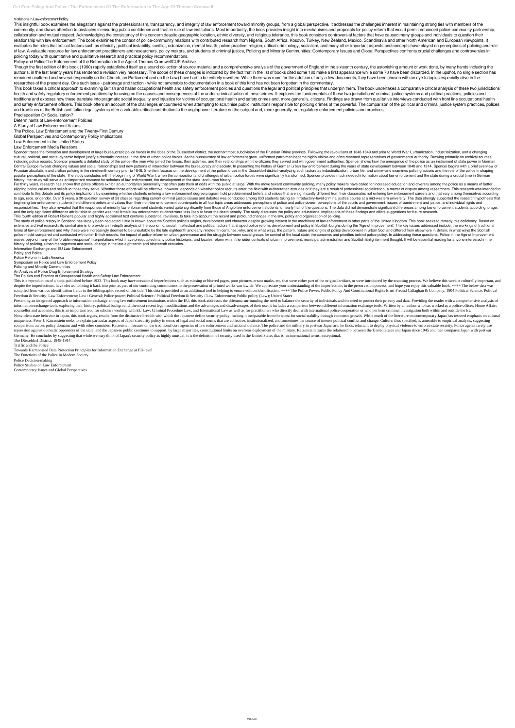Variations in Law-enforcement Policy

This insightful book examines the allegations against the professionalism, transparency, and integrity of law enforcement toward minority groups, from a global perspective. It addresses the challenges inherent in maintaining strong ties with members of the community, and draws attention to obstacles in ensuring public confidence and trust in rule of law institutions. Most importantly, the book provides insight into mechanisms and proposals for policy reform that would permit enhanced police-community partnership, collaboration and mutual respect. Acknowledging the consistency of this concern despite geographic location, ethnic diversity, and religious tolerance, this book considers controversial factors that have caused many groups and individuals to question their relationship with law enforcement. The book examines the context of police-community relations with contributed research from Nigeria, South Africa, Kosovo, Turkey, New Zealand, Mexico, Scandinavia and other North American and European viewpoints. It evaluates the roles that critical factors such as ethnicity, political instability, conflict, colonization, mental health, police practice, religion, critical criminology, socialism, and many other important aspects and concepts have played on perceptions of policing and rule of law. A valuable resource for law enforcement practitioners and researchers, policy makers, and students of criminal justice, Policing and Minority Communities: Contemporary Issues and Global Perspectives confronts crucial challenges and controversies in policing today with quantitative and qualitative research and practical policy recommendations.

Policy and PoliceThe Enforcement of the Reformation in the Age of Thomas CromwellCUP Archive

Though the first edition of this book (1960) rapidly established itself as a sound collection of source material and a comprehensive analysis of the government of England in the sixteenth century, the astonishing amount of work done, by many hands including the author's, in the last twenty years has rendered a revision very necessary. The scope of these changes is indicated by the fact that in the list of books cited some 180 make a first appearance while some 70 have been discarded. In the upshot, no single section has remained unaltered and several (especially on the Church, on Parliament and on the Law) have had to be entirely rewritten. While there was room for the addition of only a few documents, they have been chosen with an eye to topics especially alive in the researches of the present day. One such issue - patronage and faction - while not amenable to documentation in a book of this kind has not been forgotten in the commentary.

This book takes a critical approach to examining British and Italian occupational health and safety enforcement policies and questions the legal and political principles that underpin them. The book undertakes a comparative critical analysis of these two jurisdictions' health and safety regulatory enforcement practices by focusing on the causes and consequences of the under-criminalisation of these crimes. It explores the fundamentals of these two jurisdictions' criminal justice systems and political practices, policies and traditions and exposes how these translate into pragmatic social inequality and injustice for victims of occupational health and safety crimes and, more generally, citizens. Findings are drawn from qualitative interviews conducted with front line occupational health and safety enforcement officers. This book offers an account of the challenges encountered when attempting to scrutinise public institutions responsible for policing crimes of the powerful. The comparison of the political and criminal justice system practices, polices and traditions of the British and Italian legal systems offer a valuable critical contribution to the anglophone literature on the subject and, more generally, on regulatory enforcement policies and practices.

Predisposition Or Socialization?

Determinants of Law-enforcement Policies

A Study of Law Enforcement Values

The Police, Law Enforcement and the Twenty-First Century

Global Perspectives and Contemporary Policy Implications

Law Enforcement in the United States

Law Enforcement Media Relations

Spencer traces the formation and development of large bureaucratic police forces in the cities of the Dusseldorf district, the northernmost subdivision of the Prussian Rhine province. Following the revolutions of 1848-1849 and prior to World War I, urbanization, industrialization, and a changing cultural, political, and social dynamic helped justify a dramatic increase in the size of urban police forces. As the bureaucracy of law enforcement grew, uniformed patrolmen became highly visible and often resented representatives of governmental authority. Drawing primarily on archival sources, including police records, Spencer presents a detailed study of the police--the men who joined the forces, their activities, and their relationships with the citizens they served and with government authorities. Spencer shows how the emergence of the police as an instrument of state power in Central Europe reveals changing values and social relationships and new patterns of interaction between the bureaucracy and society. In presenting the history of German urban law enforcement during the years of state development between 1848 and 1914, Spencer begins with a brief overview of Prussian absolutism and civilian policing in the nineteenth century prior to 1848. She then focuses on the development of the police forces in the Dusseldorf district--analyzing such factors as industrialization, urban life, and crime--and examines policing actions and the role of the police in shaping popular perceptions of the state. The study concludes with the beginning of World War I, when the composition and challenges of urban police forces were significantly transformed. Spencer provides much needed information about law enforcement and the state during a crucial time in German history. Her study will serve as an important resource for scholars of law enforcement, the development of the state, and urban history.

For thirty years, research has shown that police officers exhibit an authoritarian personality that often puts them at odds with the public at large. With the move toward community policing, many policy makers have called for increased education and diversity among the police as a means of better aligning police values and beliefs to those they serve. Whether those efforts will be effective, however, depends on whether police recruits enter the field with authoritarian attitudes or if they are a result of professional socialization, a matter of dispute among researchers. This research was intended to contribute to this debate and its policy implications by examining whether students entering a law enforcement degree program hold predetermined beliefs and values that are significantly different from their classmates not entering law enforcement careers and that vary among themselves according to age, race, or gender. Over 5 years, a 30-question survey of 28 classes regarding current criminal justice issues and debates was conducted among 833 students taking an introductory-level criminal justice course at a mid-western university. The data strongly supported the research hypothesis that beginning law enforcement students held different beliefs and values than their non-law enforcement counterparts in all four topic areas addressed: perceptions of police and police power, perceptions of the courts and government, issues of punishment and justice, and individual rights and responsibilities. They also revealed that the responses of minority law enforcement students varied quite significantly from those of Anglo law enforcement students to nearly half of the questions. The data did not demonstrate significant differences among law enforcement students according to age, and the only significant difference attributable to gender was that female law enforcement students were less likely to favor the death penalty. The study discusses the policy and educational implications of these findings and offers suggestions for future research.

This fourth edition of Robert Reiner's popular and highly-acclaimed text contains substantial revisions, to take into account the recent and profound changes in the law, policy and organisation of policing.

The study of police history in Scotland has largely been neglected. Little is known about the Scottish police's origins, development and character despite growing interest in the machinery of law enforcement in other parts of the United Kingdom. This book seeks to remedy this deficiency. Based on extensive archival research, its central aim is to provide an in-depth analysis of the economic, social, intellectual and political factors that shaped police reform, development and policy in Scottish burghs during the 'Age of Improvement'. The key issues addressed include: the workings of traditional forms of law enforcement and why these were increasingly deemed to be unsuitable by the late eighteenth and early nineteenth centuries; why, and in what ways, the pattern, nature and origins of police development in urban Scotland differed from elsewhere in Britain; in what ways the Scottish police model compared and contrasted with other British models; the impact of police reform on urban governance and the struggle between social groups for control of the local state; the concerns and priorities behind police policy. In addressing these questions, Police in the Age of Improvement moves beyond many of the 'problem-response' interpretations which have preoccupied many police historians, and locates reform within the wider contexts of urban improvement, municipal administration and Scottish Enlightenment thought. It will be essential reading for anyone interested in the history of policing, urban management and social change in the late eighteenth and nineteenth centuries.

Information Exchange and EU Law Enforcement

Policy and Police

Police Reform in Latin America

Symposium on Police and Law Enforcement Policy

Policing and Minority Communities

An Analysis of Police Drug Enforcement Strategy

The Politics and Practice of Occupational Health and Safety Law Enforcement

This is a reproduction of a book published before 1923. This book may have occasional imperfections such as missing or blurred pages, poor pictures, errant marks, etc. that were either part of the original artifact, or were introduced by the scanning process. We believe this work is culturally important, and despite the imperfections, have elected to bring it back into print as part of our continuing commitment to the preservation of printed works worldwide. We appreciate your understanding of the imperfections in the preservation process, and hope you enjoy this valuable book. ++++ The below data was compiled from various identification fields in the bibliographic record of this title. This data is provided as an additional tool in helping to ensure edition identification: ++++ The Police Power, Public Policy And Constitutional Rights Ernst Freund Callaghan & Company, 1904 Political Science; Political Freedom & Security; Law Enforcement; Law / General; Police power; Political Science / Political Freedom & Security / Law Enforcement; Public policy (Law); United States

Presenting an integrated approach to information exchange among law enforcement institutions within the EU, this book addresses the dilemma surrounding the need to balance the security of individuals and the need to protect their privacy and data. Providing the reader with a comprehensive analysis of information exchange tools, exploring their history, political background, the most recent legal modifications and the advantages and disadvantages of their use, it includes a comparison between different information exchange tools. Written by an author who has worked as a police officer, Home Affairs counsellor and academic, this is an important read for scholars working with EU Law, Criminal Procedure Law, and International Law as well as for practitioners who directly deal with international police cooperation or who perform criminal investigation both within and outside the EU.

Nonviolent state behavior in Japan, this book argues, results from the distinctive breadth with which the Japanese define security policy, making it inseparable from the quest for social stability through economic growth. While much of the literature on contemporary Japan has resisted emphasis on cultural uniqueness, Peter J. Katzenstein seeks to explain particular aspects of Japan's security policy in terms of legal and social norms that are collective, institutionalized, and sometimes the source of intense political conflict and change. Culture, thus specified, is amenable to empirical analysis, suggesting comparisons across policy domains and with other countries. Katzenstein focuses on the traditional core agencies of law enforcement and national defense. The police and the military in postwar Japan are, he finds, reluctant to deploy physical violence to enforce state security. Police agents rarely use repression against domestic opponents of the state, and the Japanese public continues to support, by large majorities, constitutional limits on overseas deployment of the military. Katzenstein traces the relationship between the United States and Japan since 1945 and then compares Japan with postwar Germany. He concludes by suggesting that while we may think of Japan's security policy as highly unusual, it is the definition of security used in the United States that is, in international terms, exceptional.

The Düsseldorf District, 1848-1914

Traffic and the Police

Towards Harmonised Data Protection Principles for Information Exchange at EU-level

The Functions of the Police in Modern Society

Police Decision-making

Policy Studies on Law Enforcement

Contemporary Issues and Global Perspectives